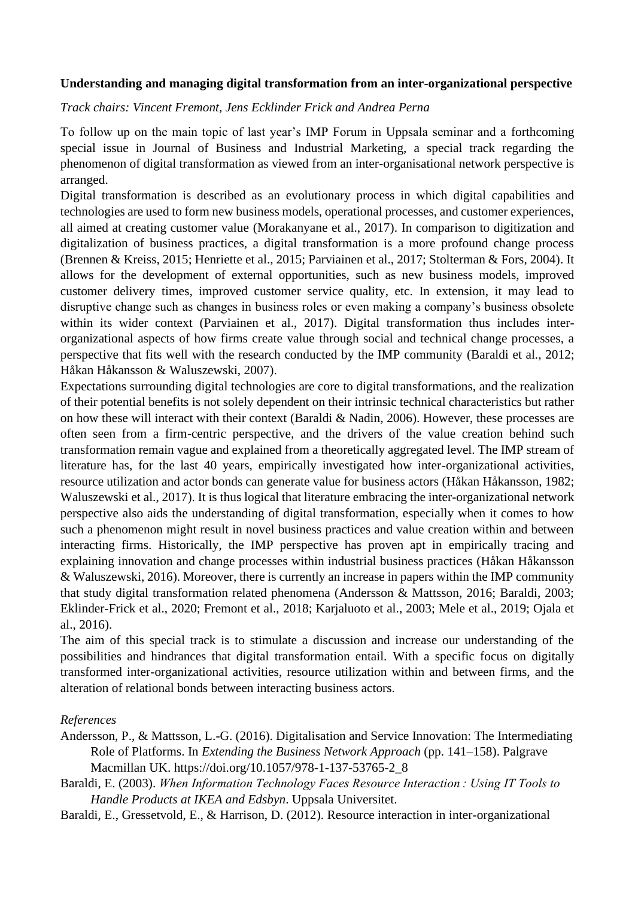**Understanding and managing digital transformation from an inter-organizational perspective**

*Track chairs: Vincent Fremont, Jens Ecklinder Frick and Andrea Perna*

To follow up on the main topic of last year's IMP Forum in Uppsala seminar and a forthcoming special issue in Journal of Business and Industrial Marketing, a special track regarding the phenomenon of digital transformation as viewed from an inter-organisational network perspective is arranged.

Digital transformation is described as an evolutionary process in which digital capabilities and technologies are used to form new business models, operational processes, and customer experiences, all aimed at creating customer value (Morakanyane et al., 2017). In comparison to digitization and digitalization of business practices, a digital transformation is a more profound change process (Brennen & Kreiss, 2015; Henriette et al., 2015; Parviainen et al., 2017; Stolterman & Fors, 2004). It allows for the development of external opportunities, such as new business models, improved customer delivery times, improved customer service quality, etc. In extension, it may lead to disruptive change such as changes in business roles or even making a company's business obsolete within its wider context (Parviainen et al., 2017). Digital transformation thus includes inter-organizational aspects of how firms create value through social and technical change processes, a perspective that fits well with the research conducted by the IMP community (Baraldi et al., 2012; Håkan Håkansson & Waluszewski, 2007).

Expectations surrounding digital technologies are core to digital transformations, and the realization of their potential benefits is not solely dependent on their intrinsic technical characteristics but rather on how these will interact with their context (Baraldi & Nadin, 2006). However, these processes are often seen from a firm-centric perspective, and the drivers of the value creation behind such transformation remain vague and explained from a theoretically aggregated level. The IMP stream of literature has, for the last 40 years, empirically investigated how inter-organizational activities, resource utilization and actor bonds can generate value for business actors (Håkan Håkansson, 1982; Waluszewski et al., 2017). It is thus logical that literature embracing the inter-organizational network perspective also aids the understanding of digital transformation, especially when it comes to how such a phenomenon might result in novel business practices and value creation within and between interacting firms. Historically, the IMP perspective has proven apt in empirically tracing and explaining innovation and change processes within industrial business practices (Håkan Håkansson & Waluszewski, 2016). Moreover, there is currently an increase in papers within the IMP community that study digital transformation related phenomena (Andersson & Mattsson, 2016; Baraldi, 2003; Eklinder-Frick et al., 2020; Fremont et al., 2018; Karjaluoto et al., 2003; Mele et al., 2019; Ojala et al., 2016).

The aim of this special track is to stimulate a discussion and increase our understanding of the possibilities and hindrances that digital transformation entail. With a specific focus on digitally transformed inter-organizational activities, resource utilization within and between firms, and the alteration of relational bonds between interacting business actors.

*References*

Andersson, P., & Mattsson, L.-G. (2016). Digitalisation and Service Innovation: The Intermediating Role of Platforms. In *Extending the Business Network Approach* (pp. 141–158). Palgrave Macmillan UK. https://doi.org/10.1057/978-1-137-53765-2_8

Baraldi, E. (2003). *When Information Technology Faces Resource Interaction : Using IT Tools to Handle Products at IKEA and Edsbyn*. Uppsala Universitet.

Baraldi, E., Gressetvold, E., & Harrison, D. (2012). Resource interaction in inter-organizational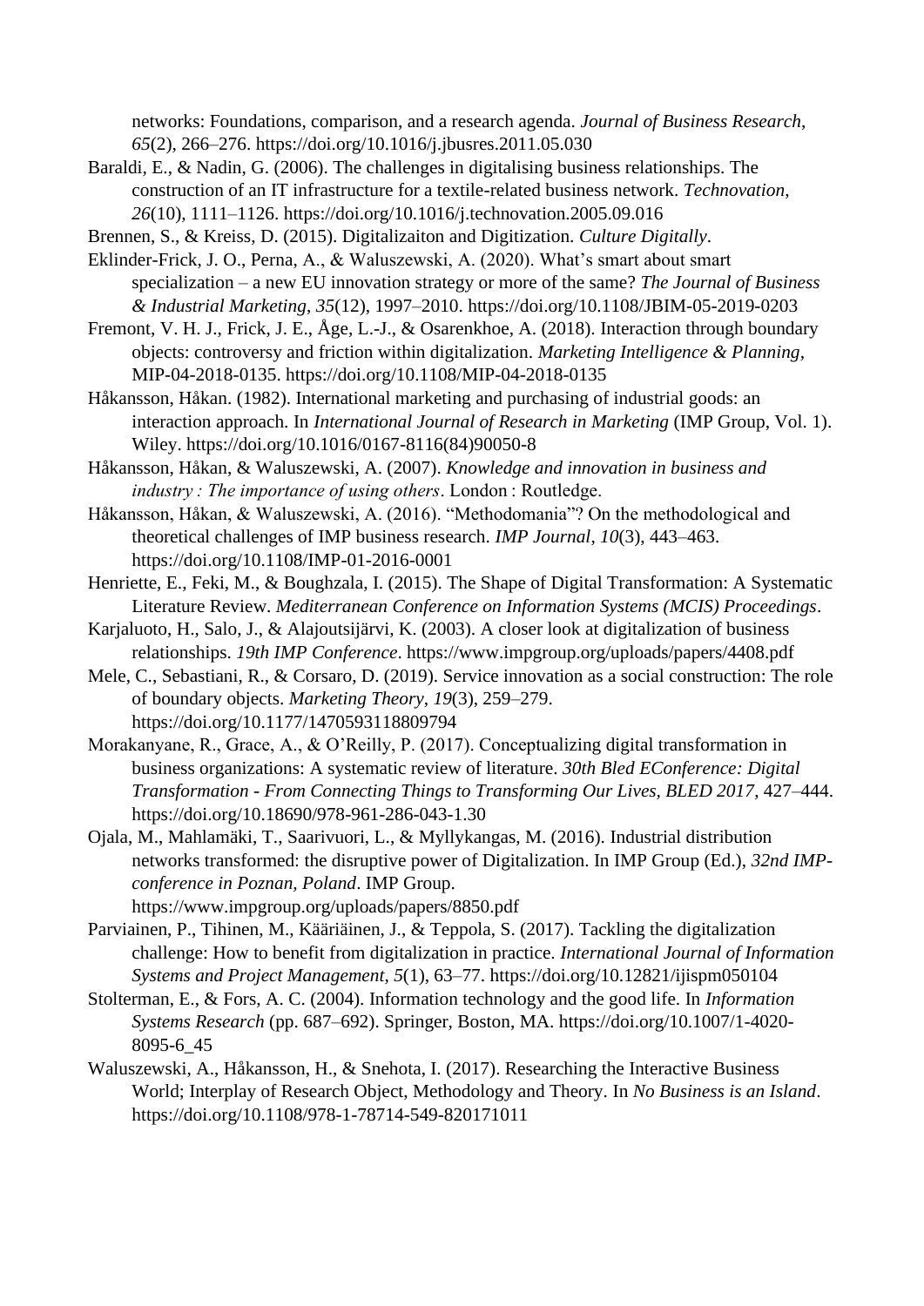networks: Foundations, comparison, and a research agenda. *Journal of Business Research*, *65*(2), 266–276. https://doi.org/10.1016/j.jbusres.2011.05.030

Baraldi, E., & Nadin, G. (2006). The challenges in digitalising business relationships. The construction of an IT infrastructure for a textile-related business network. *Technovation*, *26*(10), 1111–1126. https://doi.org/10.1016/j.technovation.2005.09.016

Brennen, S., & Kreiss, D. (2015). Digitalizaiton and Digitization. *Culture Digitally*.

Eklinder-Frick, J. O., Perna, A., & Waluszewski, A. (2020). What's smart about smart specialization – a new EU innovation strategy or more of the same? *The Journal of Business & Industrial Marketing*, *35*(12), 1997–2010. https://doi.org/10.1108/JBIM-05-2019-0203

Fremont, V. H. J., Frick, J. E., Åge, L.-J., & Osarenkhoe, A. (2018). Interaction through boundary objects: controversy and friction within digitalization. *Marketing Intelligence & Planning*, MIP-04-2018-0135. https://doi.org/10.1108/MIP-04-2018-0135

Håkansson, Håkan. (1982). International marketing and purchasing of industrial goods: an interaction approach. In *International Journal of Research in Marketing* (IMP Group, Vol. 1). Wiley. https://doi.org/10.1016/0167-8116(84)90050-8

Håkansson, Håkan, & Waluszewski, A. (2007). *Knowledge and innovation in business and industry : The importance of using others*. London : Routledge.

Håkansson, Håkan, & Waluszewski, A. (2016). "Methodomania"? On the methodological and theoretical challenges of IMP business research. *IMP Journal*, *10*(3), 443–463. https://doi.org/10.1108/IMP-01-2016-0001

Henriette, E., Feki, M., & Boughzala, I. (2015). The Shape of Digital Transformation: A Systematic Literature Review. *Mediterranean Conference on Information Systems (MCIS) Proceedings*.

Karjaluoto, H., Salo, J., & Alajoutsijärvi, K. (2003). A closer look at digitalization of business relationships. *19th IMP Conference*. https://www.impgroup.org/uploads/papers/4408.pdf

Mele, C., Sebastiani, R., & Corsaro, D. (2019). Service innovation as a social construction: The role of boundary objects. *Marketing Theory*, *19*(3), 259–279. https://doi.org/10.1177/1470593118809794

Morakanyane, R., Grace, A., & O'Reilly, P. (2017). Conceptualizing digital transformation in business organizations: A systematic review of literature. *30th Bled EConference: Digital Transformation - From Connecting Things to Transforming Our Lives, BLED 2017*, 427–444. https://doi.org/10.18690/978-961-286-043-1.30

Ojala, M., Mahlamäki, T., Saarivuori, L., & Myllykangas, M. (2016). Industrial distribution networks transformed: the disruptive power of Digitalization. In IMP Group (Ed.), *32nd IMP-conference in Poznan, Poland*. IMP Group. https://www.impgroup.org/uploads/papers/8850.pdf

Parviainen, P., Tihinen, M., Kääriäinen, J., & Teppola, S. (2017). Tackling the digitalization challenge: How to benefit from digitalization in practice. *International Journal of Information Systems and Project Management*, *5*(1), 63–77. https://doi.org/10.12821/ijispm050104

Stolterman, E., & Fors, A. C. (2004). Information technology and the good life. In *Information Systems Research* (pp. 687–692). Springer, Boston, MA. https://doi.org/10.1007/1-4020-8095-6_45

Waluszewski, A., Håkansson, H., & Snehota, I. (2017). Researching the Interactive Business World; Interplay of Research Object, Methodology and Theory. In *No Business is an Island*. https://doi.org/10.1108/978-1-78714-549-820171011